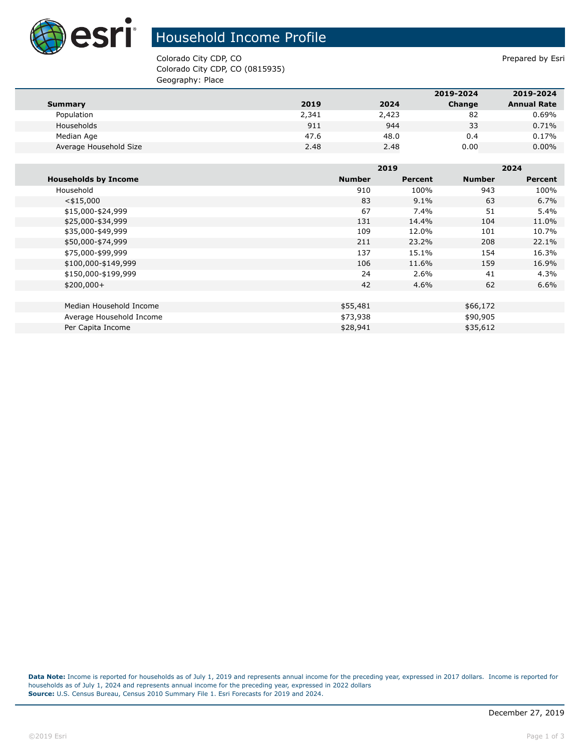# Household Income Profile

Colorado City CDP, CO
Colorado City CDP, CO (0815935)
Geography: Place

Prepared by Esri

| Summary | 2019 | 2024 | 2019-2024 Change | 2019-2024 Annual Rate |
|---|---|---|---|---|
| Population | 2,341 | 2,423 | 82 | 0.69% |
| Households | 911 | 944 | 33 | 0.71% |
| Median Age | 47.6 | 48.0 | 0.4 | 0.17% |
| Average Household Size | 2.48 | 2.48 | 0.00 | 0.00% |

| | 2019 | | 2024 | |
|---|---|---|---|---|
| **Households by Income** | **Number** | **Percent** | **Number** | **Percent** |
| Household | 910 | 100% | 943 | 100% |
| <$15,000 | 83 | 9.1% | 63 | 6.7% |
| $15,000-$24,999 | 67 | 7.4% | 51 | 5.4% |
| $25,000-$34,999 | 131 | 14.4% | 104 | 11.0% |
| $35,000-$49,999 | 109 | 12.0% | 101 | 10.7% |
| $50,000-$74,999 | 211 | 23.2% | 208 | 22.1% |
| $75,000-$99,999 | 137 | 15.1% | 154 | 16.3% |
| $100,000-$149,999 | 106 | 11.6% | 159 | 16.9% |
| $150,000-$199,999 | 24 | 2.6% | 41 | 4.3% |
| $200,000+ | 42 | 4.6% | 62 | 6.6% |
| | | | | |
| Median Household Income | $55,481 | | $66,172 | |
| Average Household Income | $73,938 | | $90,905 | |
| Per Capita Income | $28,941 | | $35,612 | |

**Data Note:** Income is reported for households as of July 1, 2019 and represents annual income for the preceding year, expressed in 2017 dollars. Income is reported for households as of July 1, 2024 and represents annual income for the preceding year, expressed in 2022 dollars
**Source:** U.S. Census Bureau, Census 2010 Summary File 1. Esri Forecasts for 2019 and 2024.

December 27, 2019

©2019 Esri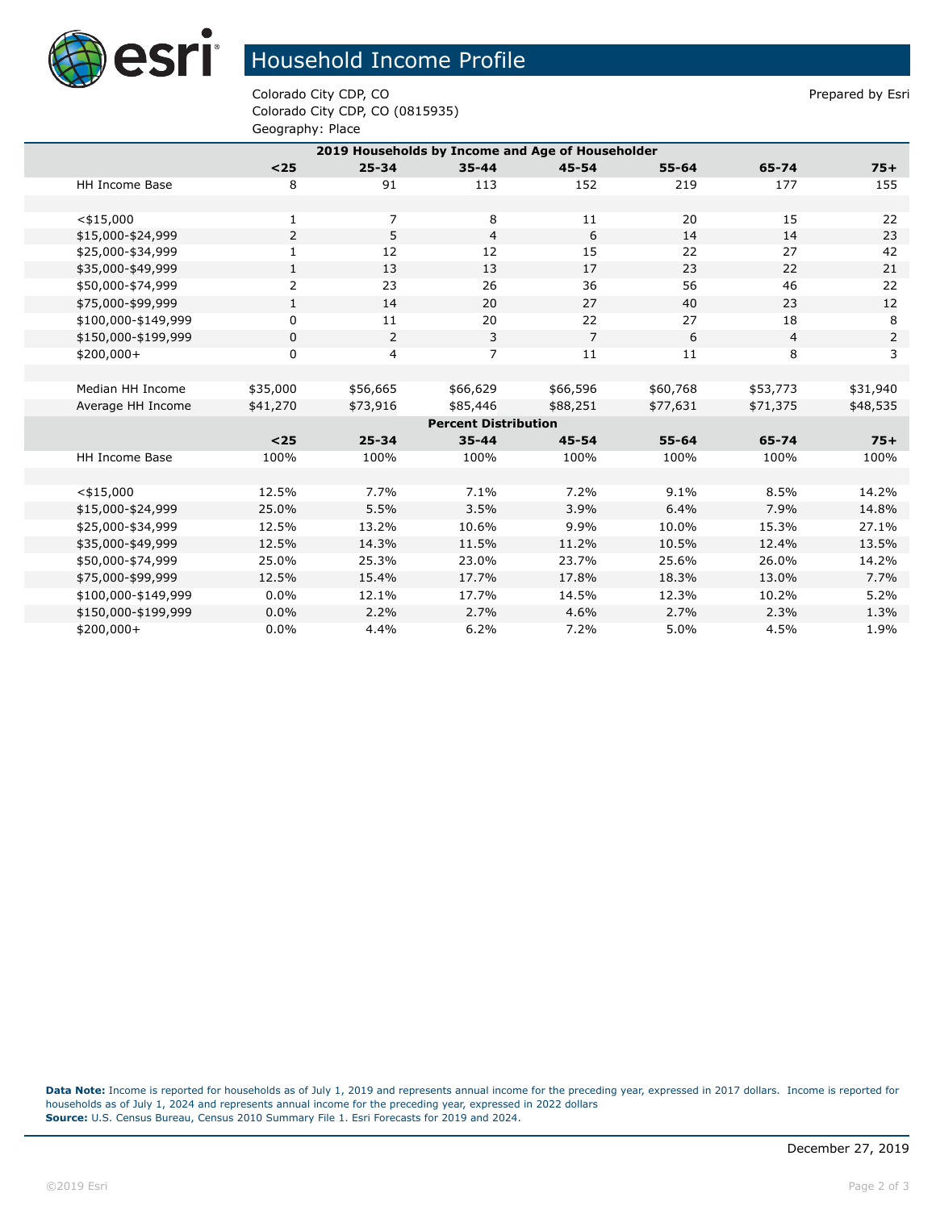# Household Income Profile

Colorado City CDP, CO
Colorado City CDP, CO (0815935)
Geography: Place

Prepared by Esri

| 2019 Households by Income and Age of Householder | | | | | | | |
|---|---|---|---|---|---|---|---|
| | **<25** | **25-34** | **35-44** | **45-54** | **55-64** | **65-74** | **75+** |
| HH Income Base | 8 | 91 | 113 | 152 | 219 | 177 | 155 |
| | | | | | | | |
| <$15,000 | 1 | 7 | 8 | 11 | 20 | 15 | 22 |
| $15,000-$24,999 | 2 | 5 | 4 | 6 | 14 | 14 | 23 |
| $25,000-$34,999 | 1 | 12 | 12 | 15 | 22 | 27 | 42 |
| $35,000-$49,999 | 1 | 13 | 13 | 17 | 23 | 22 | 21 |
| $50,000-$74,999 | 2 | 23 | 26 | 36 | 56 | 46 | 22 |
| $75,000-$99,999 | 1 | 14 | 20 | 27 | 40 | 23 | 12 |
| $100,000-$149,999 | 0 | 11 | 20 | 22 | 27 | 18 | 8 |
| $150,000-$199,999 | 0 | 2 | 3 | 7 | 6 | 4 | 2 |
| $200,000+ | 0 | 4 | 7 | 11 | 11 | 8 | 3 |
| | | | | | | | |
| Median HH Income | $35,000 | $56,665 | $66,629 | $66,596 | $60,768 | $53,773 | $31,940 |
| Average HH Income | $41,270 | $73,916 | $85,446 | $88,251 | $77,631 | $71,375 | $48,535 |
| **Percent Distribution** | | | | | | | |
| | **<25** | **25-34** | **35-44** | **45-54** | **55-64** | **65-74** | **75+** |
| HH Income Base | 100% | 100% | 100% | 100% | 100% | 100% | 100% |
| | | | | | | | |
| <$15,000 | 12.5% | 7.7% | 7.1% | 7.2% | 9.1% | 8.5% | 14.2% |
| $15,000-$24,999 | 25.0% | 5.5% | 3.5% | 3.9% | 6.4% | 7.9% | 14.8% |
| $25,000-$34,999 | 12.5% | 13.2% | 10.6% | 9.9% | 10.0% | 15.3% | 27.1% |
| $35,000-$49,999 | 12.5% | 14.3% | 11.5% | 11.2% | 10.5% | 12.4% | 13.5% |
| $50,000-$74,999 | 25.0% | 25.3% | 23.0% | 23.7% | 25.6% | 26.0% | 14.2% |
| $75,000-$99,999 | 12.5% | 15.4% | 17.7% | 17.8% | 18.3% | 13.0% | 7.7% |
| $100,000-$149,999 | 0.0% | 12.1% | 17.7% | 14.5% | 12.3% | 10.2% | 5.2% |
| $150,000-$199,999 | 0.0% | 2.2% | 2.7% | 4.6% | 2.7% | 2.3% | 1.3% |
| $200,000+ | 0.0% | 4.4% | 6.2% | 7.2% | 5.0% | 4.5% | 1.9% |

**Data Note:** Income is reported for households as of July 1, 2019 and represents annual income for the preceding year, expressed in 2017 dollars. Income is reported for households as of July 1, 2024 and represents annual income for the preceding year, expressed in 2022 dollars
**Source:** U.S. Census Bureau, Census 2010 Summary File 1. Esri Forecasts for 2019 and 2024.

December 27, 2019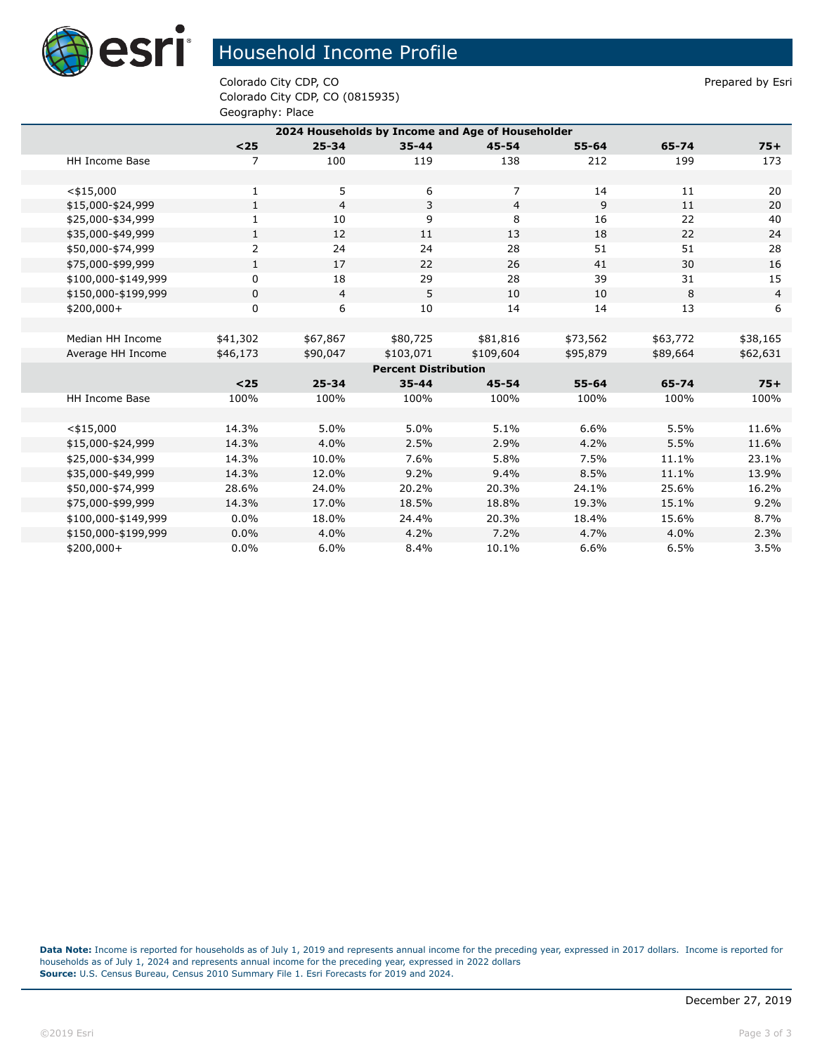# Household Income Profile

Colorado City CDP, CO
Colorado City CDP, CO (0815935)
Geography: Place

Prepared by Esri

| 2024 Households by Income and Age of Householder | | | | | | | |
|---|---|---|---|---|---|---|---|
| | **<25** | **25-34** | **35-44** | **45-54** | **55-64** | **65-74** | **75+** |
| HH Income Base | 7 | 100 | 119 | 138 | 212 | 199 | 173 |
| | | | | | | | |
| <$15,000 | 1 | 5 | 6 | 7 | 14 | 11 | 20 |
| $15,000-$24,999 | 1 | 4 | 3 | 4 | 9 | 11 | 20 |
| $25,000-$34,999 | 1 | 10 | 9 | 8 | 16 | 22 | 40 |
| $35,000-$49,999 | 1 | 12 | 11 | 13 | 18 | 22 | 24 |
| $50,000-$74,999 | 2 | 24 | 24 | 28 | 51 | 51 | 28 |
| $75,000-$99,999 | 1 | 17 | 22 | 26 | 41 | 30 | 16 |
| $100,000-$149,999 | 0 | 18 | 29 | 28 | 39 | 31 | 15 |
| $150,000-$199,999 | 0 | 4 | 5 | 10 | 10 | 8 | 4 |
| $200,000+ | 0 | 6 | 10 | 14 | 14 | 13 | 6 |
| | | | | | | | |
| Median HH Income | $41,302 | $67,867 | $80,725 | $81,816 | $73,562 | $63,772 | $38,165 |
| Average HH Income | $46,173 | $90,047 | $103,071 | $109,604 | $95,879 | $89,664 | $62,631 |
| **Percent Distribution** | | | | | | | |
| | **<25** | **25-34** | **35-44** | **45-54** | **55-64** | **65-74** | **75+** |
| HH Income Base | 100% | 100% | 100% | 100% | 100% | 100% | 100% |
| | | | | | | | |
| <$15,000 | 14.3% | 5.0% | 5.0% | 5.1% | 6.6% | 5.5% | 11.6% |
| $15,000-$24,999 | 14.3% | 4.0% | 2.5% | 2.9% | 4.2% | 5.5% | 11.6% |
| $25,000-$34,999 | 14.3% | 10.0% | 7.6% | 5.8% | 7.5% | 11.1% | 23.1% |
| $35,000-$49,999 | 14.3% | 12.0% | 9.2% | 9.4% | 8.5% | 11.1% | 13.9% |
| $50,000-$74,999 | 28.6% | 24.0% | 20.2% | 20.3% | 24.1% | 25.6% | 16.2% |
| $75,000-$99,999 | 14.3% | 17.0% | 18.5% | 18.8% | 19.3% | 15.1% | 9.2% |
| $100,000-$149,999 | 0.0% | 18.0% | 24.4% | 20.3% | 18.4% | 15.6% | 8.7% |
| $150,000-$199,999 | 0.0% | 4.0% | 4.2% | 7.2% | 4.7% | 4.0% | 2.3% |
| $200,000+ | 0.0% | 6.0% | 8.4% | 10.1% | 6.6% | 6.5% | 3.5% |

**Data Note:** Income is reported for households as of July 1, 2019 and represents annual income for the preceding year, expressed in 2017 dollars. Income is reported for households as of July 1, 2024 and represents annual income for the preceding year, expressed in 2022 dollars
**Source:** U.S. Census Bureau, Census 2010 Summary File 1. Esri Forecasts for 2019 and 2024.

December 27, 2019

©2019 Esri